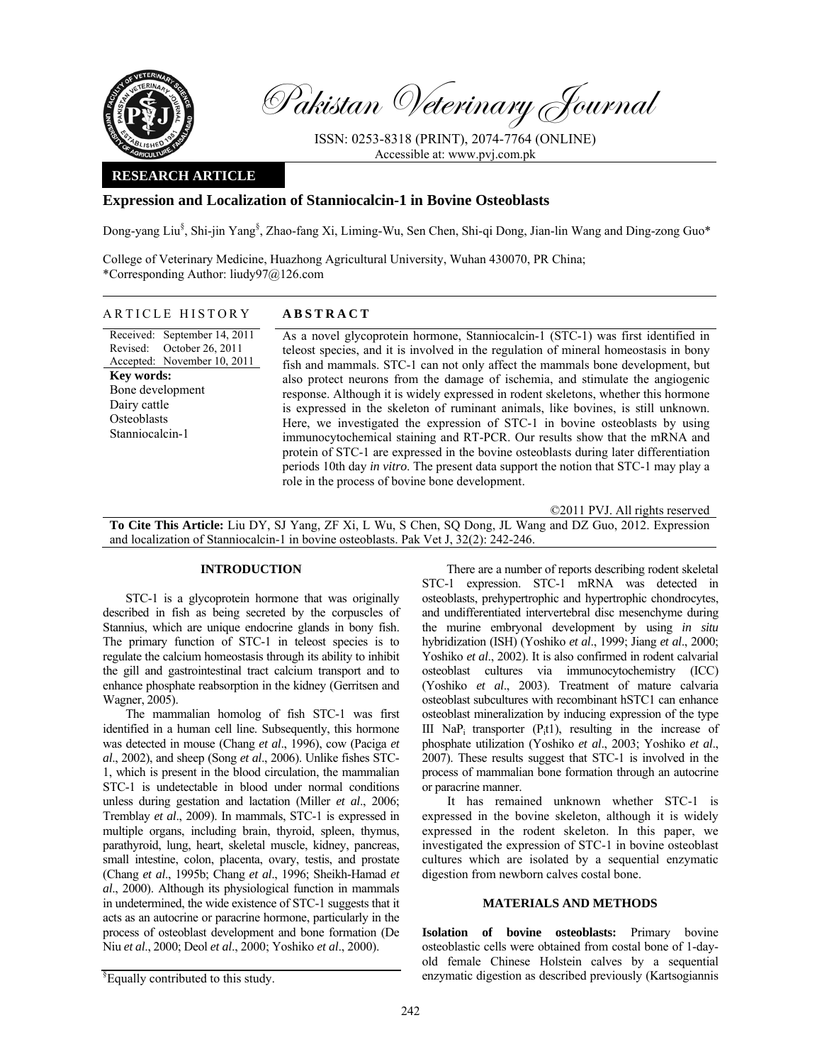**RESEARCH ARTICLE**

# Expression and Localization of Stanniocalcin-1 in Bovine Osteoblasts

Dong-yang Liu[§], Shi-jin Yang[§], Zhao-fang Xi, Liming-Wu, Sen Chen, Shi-qi Dong, Jian-lin Wang and Ding-zong Guo*

College of Veterinary Medicine, Huazhong Agricultural University, Wuhan 430070, PR China;
*Corresponding Author: liudy97@126.com

## ARTICLE HISTORY

Received: September 14, 2011
Revised: October 26, 2011
Accepted: November 10, 2011

**Key words:**
Bone development
Dairy cattle
Osteoblasts
Stanniocalcin-1

## ABSTRACT

As a novel glycoprotein hormone, Stanniocalcin-1 (STC-1) was first identified in teleost species, and it is involved in the regulation of mineral homeostasis in bony fish and mammals. STC-1 can not only affect the mammals bone development, but also protect neurons from the damage of ischemia, and stimulate the angiogenic response. Although it is widely expressed in rodent skeletons, whether this hormone is expressed in the skeleton of ruminant animals, like bovines, is still unknown. Here, we investigated the expression of STC-1 in bovine osteoblasts by using immunocytochemical staining and RT-PCR. Our results show that the mRNA and protein of STC-1 are expressed in the bovine osteoblasts during later differentiation periods 10th day *in vitro*. The present data support the notion that STC-1 may play a role in the process of bovine bone development.

©2011 PVJ. All rights reserved

**To Cite This Article:** Liu DY, SJ Yang, ZF Xi, L Wu, S Chen, SQ Dong, JL Wang and DZ Guo, 2012. Expression and localization of Stanniocalcin-1 in bovine osteoblasts. Pak Vet J, 32(2): 242-246.

## INTRODUCTION

STC-1 is a glycoprotein hormone that was originally described in fish as being secreted by the corpuscles of Stannius, which are unique endocrine glands in bony fish. The primary function of STC-1 in teleost species is to regulate the calcium homeostasis through its ability to inhibit the gill and gastrointestinal tract calcium transport and to enhance phosphate reabsorption in the kidney (Gerritsen and Wagner, 2005).

The mammalian homolog of fish STC-1 was first identified in a human cell line. Subsequently, this hormone was detected in mouse (Chang *et al*., 1996), cow (Paciga *et al*., 2002), and sheep (Song *et al*., 2006). Unlike fishes STC-1, which is present in the blood circulation, the mammalian STC-1 is undetectable in blood under normal conditions unless during gestation and lactation (Miller *et al*., 2006; Tremblay *et al*., 2009). In mammals, STC-1 is expressed in multiple organs, including brain, thyroid, spleen, thymus, parathyroid, lung, heart, skeletal muscle, kidney, pancreas, small intestine, colon, placenta, ovary, testis, and prostate (Chang *et al*., 1995b; Chang *et al*., 1996; Sheikh-Hamad *et al*., 2000). Although its physiological function in mammals in undetermined, the wide existence of STC-1 suggests that it acts as an autocrine or paracrine hormone, particularly in the process of osteoblast development and bone formation (De Niu *et al*., 2000; Deol *et al*., 2000; Yoshiko *et al*., 2000).

There are a number of reports describing rodent skeletal STC-1 expression. STC-1 mRNA was detected in osteoblasts, prehypertrophic and hypertrophic chondrocytes, and undifferentiated intervertebral disc mesenchyme during the murine embryonal development by using *in situ* hybridization (ISH) (Yoshiko *et al*., 1999; Jiang *et al*., 2000; Yoshiko *et al*., 2002). It is also confirmed in rodent calvarial osteoblast cultures via immunocytochemistry (ICC) (Yoshiko *et al*., 2003). Treatment of mature calvaria osteoblast subcultures with recombinant hSTC1 can enhance osteoblast mineralization by inducing expression of the type III $NaP_i$ transporter ($P_it1$), resulting in the increase of phosphate utilization (Yoshiko *et al*., 2003; Yoshiko *et al*., 2007). These results suggest that STC-1 is involved in the process of mammalian bone formation through an autocrine or paracrine manner.

It has remained unknown whether STC-1 is expressed in the bovine skeleton, although it is widely expressed in the rodent skeleton. In this paper, we investigated the expression of STC-1 in bovine osteoblast cultures which are isolated by a sequential enzymatic digestion from newborn calves costal bone.

## MATERIALS AND METHODS

**Isolation of bovine osteoblasts:** Primary bovine osteoblastic cells were obtained from costal bone of 1-day-old female Chinese Holstein calves by a sequential enzymatic digestion as described previously (Kartsogiannis

[§]Equally contributed to this study.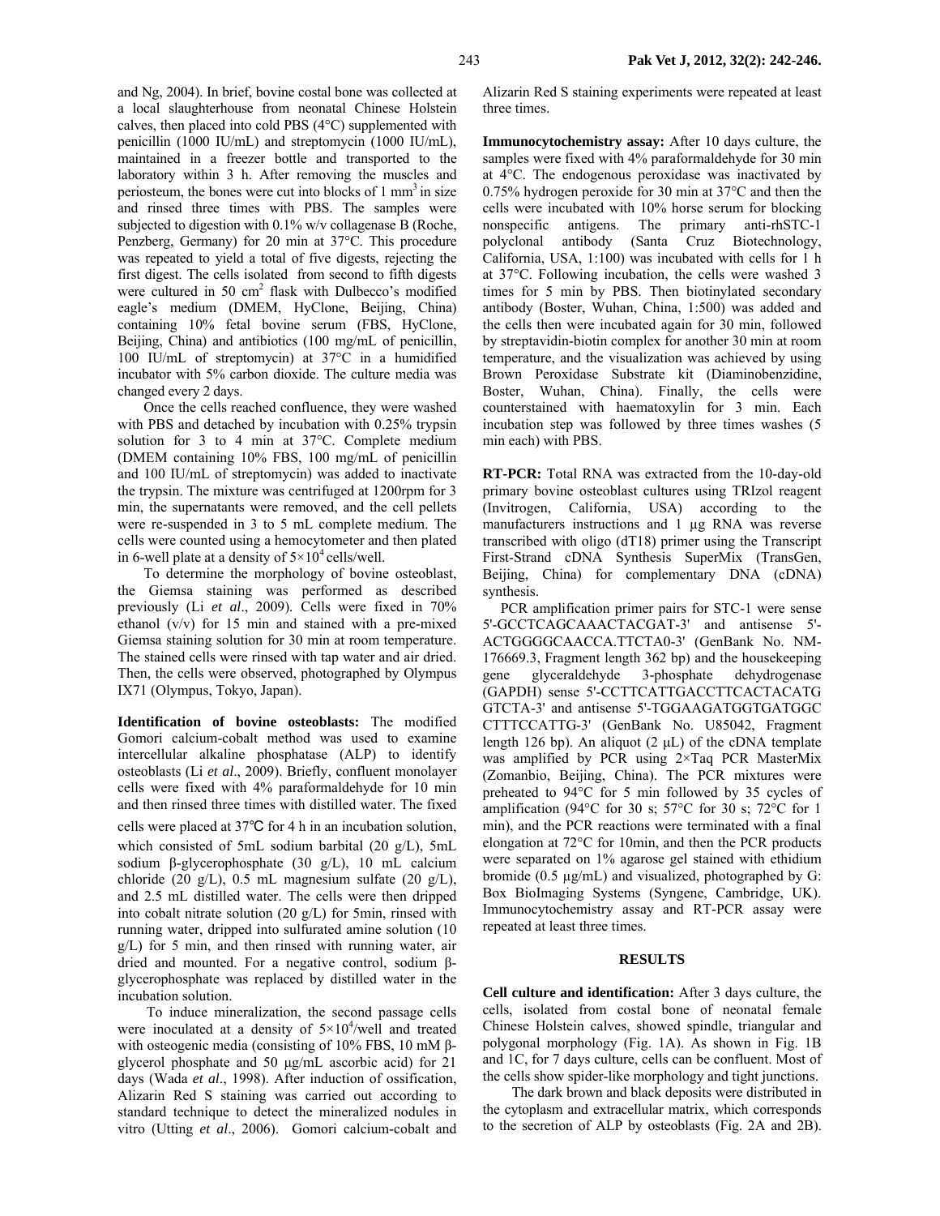and Ng, 2004). In brief, bovine costal bone was collected at a local slaughterhouse from neonatal Chinese Holstein calves, then placed into cold PBS (4°C) supplemented with penicillin (1000 IU/mL) and streptomycin (1000 IU/mL), maintained in a freezer bottle and transported to the laboratory within 3 h. After removing the muscles and periosteum, the bones were cut into blocks of 1 $mm^3$ in size and rinsed three times with PBS. The samples were subjected to digestion with 0.1% w/v collagenase B (Roche, Penzberg, Germany) for 20 min at 37°C. This procedure was repeated to yield a total of five digests, rejecting the first digest. The cells isolated from second to fifth digests were cultured in 50 $cm^2$ flask with Dulbecco's modified eagle's medium (DMEM, HyClone, Beijing, China) containing 10% fetal bovine serum (FBS, HyClone, Beijing, China) and antibiotics (100 mg/mL of penicillin, 100 IU/mL of streptomycin) at 37°C in a humidified incubator with 5% carbon dioxide. The culture media was changed every 2 days.

Once the cells reached confluence, they were washed with PBS and detached by incubation with 0.25% trypsin solution for 3 to 4 min at 37°C. Complete medium (DMEM containing 10% FBS, 100 mg/mL of penicillin and 100 IU/mL of streptomycin) was added to inactivate the trypsin. The mixture was centrifuged at 1200rpm for 3 min, the supernatants were removed, and the cell pellets were re-suspended in 3 to 5 mL complete medium. The cells were counted using a hemocytometer and then plated in 6-well plate at a density of $5\times10^4$ cells/well.

To determine the morphology of bovine osteoblast, the Giemsa staining was performed as described previously (Li *et al*., 2009). Cells were fixed in 70% ethanol (v/v) for 15 min and stained with a pre-mixed Giemsa staining solution for 30 min at room temperature. The stained cells were rinsed with tap water and air dried. Then, the cells were observed, photographed by Olympus IX71 (Olympus, Tokyo, Japan).

**Identification of bovine osteoblasts:** The modified Gomori calcium-cobalt method was used to examine intercellular alkaline phosphatase (ALP) to identify osteoblasts (Li *et al*., 2009). Briefly, confluent monolayer cells were fixed with 4% paraformaldehyde for 10 min and then rinsed three times with distilled water. The fixed cells were placed at 37℃ for 4 h in an incubation solution, which consisted of 5mL sodium barbital (20 g/L), 5mL sodium β-glycerophosphate (30 g/L), 10 mL calcium chloride (20 g/L), 0.5 mL magnesium sulfate (20 g/L), and 2.5 mL distilled water. The cells were then dripped into cobalt nitrate solution (20 g/L) for 5min, rinsed with running water, dripped into sulfurated amine solution (10 g/L) for 5 min, and then rinsed with running water, air dried and mounted. For a negative control, sodium β-glycerophosphate was replaced by distilled water in the incubation solution.

To induce mineralization, the second passage cells were inoculated at a density of $5\times10^4$/well and treated with osteogenic media (consisting of 10% FBS, 10 mM β-glycerol phosphate and 50 μg/mL ascorbic acid) for 21 days (Wada *et al*., 1998). After induction of ossification, Alizarin Red S staining was carried out according to standard technique to detect the mineralized nodules in vitro (Utting *et al*., 2006). Gomori calcium-cobalt and Alizarin Red S staining experiments were repeated at least three times.

**Immunocytochemistry assay:** After 10 days culture, the samples were fixed with 4% paraformaldehyde for 30 min at 4°C. The endogenous peroxidase was inactivated by 0.75% hydrogen peroxide for 30 min at 37°C and then the cells were incubated with 10% horse serum for blocking nonspecific antigens. The primary anti-rhSTC-1 polyclonal antibody (Santa Cruz Biotechnology, California, USA, 1:100) was incubated with cells for 1 h at 37°C. Following incubation, the cells were washed 3 times for 5 min by PBS. Then biotinylated secondary antibody (Boster, Wuhan, China, 1:500) was added and the cells then were incubated again for 30 min, followed by streptavidin-biotin complex for another 30 min at room temperature, and the visualization was achieved by using Brown Peroxidase Substrate kit (Diaminobenzidine, Boster, Wuhan, China). Finally, the cells were counterstained with haematoxylin for 3 min. Each incubation step was followed by three times washes (5 min each) with PBS.

**RT-PCR:** Total RNA was extracted from the 10-day-old primary bovine osteoblast cultures using TRIzol reagent (Invitrogen, California, USA) according to the manufacturers instructions and 1 μg RNA was reverse transcribed with oligo (dT18) primer using the Transcript First-Strand cDNA Synthesis SuperMix (TransGen, Beijing, China) for complementary DNA (cDNA) synthesis.

PCR amplification primer pairs for STC-1 were sense 5'-GCCTCAGCAAACTACGAT-3' and antisense 5'-ACTGGGGCAACCA.TTCTA0-3' (GenBank No. NM-176669.3, Fragment length 362 bp) and the housekeeping gene glyceraldehyde 3-phosphate dehydrogenase (GAPDH) sense 5'-CCTTCATTGACCTTCACTACATG GTCTA-3' and antisense 5'-TGGAAGATGGTGATGGC CTTTCCATTG-3' (GenBank No. U85042, Fragment length 126 bp). An aliquot (2 μL) of the cDNA template was amplified by PCR using 2×Taq PCR MasterMix (Zomanbio, Beijing, China). The PCR mixtures were preheated to 94°C for 5 min followed by 35 cycles of amplification (94°C for 30 s; 57°C for 30 s; 72°C for 1 min), and the PCR reactions were terminated with a final elongation at 72°C for 10min, and then the PCR products were separated on 1% agarose gel stained with ethidium bromide (0.5 μg/mL) and visualized, photographed by G: Box BioImaging Systems (Syngene, Cambridge, UK). Immunocytochemistry assay and RT-PCR assay were repeated at least three times.

## RESULTS

**Cell culture and identification:** After 3 days culture, the cells, isolated from costal bone of neonatal female Chinese Holstein calves, showed spindle, triangular and polygonal morphology (Fig. 1A). As shown in Fig. 1B and 1C, for 7 days culture, cells can be confluent. Most of the cells show spider-like morphology and tight junctions.

The dark brown and black deposits were distributed in the cytoplasm and extracellular matrix, which corresponds to the secretion of ALP by osteoblasts (Fig. 2A and 2B).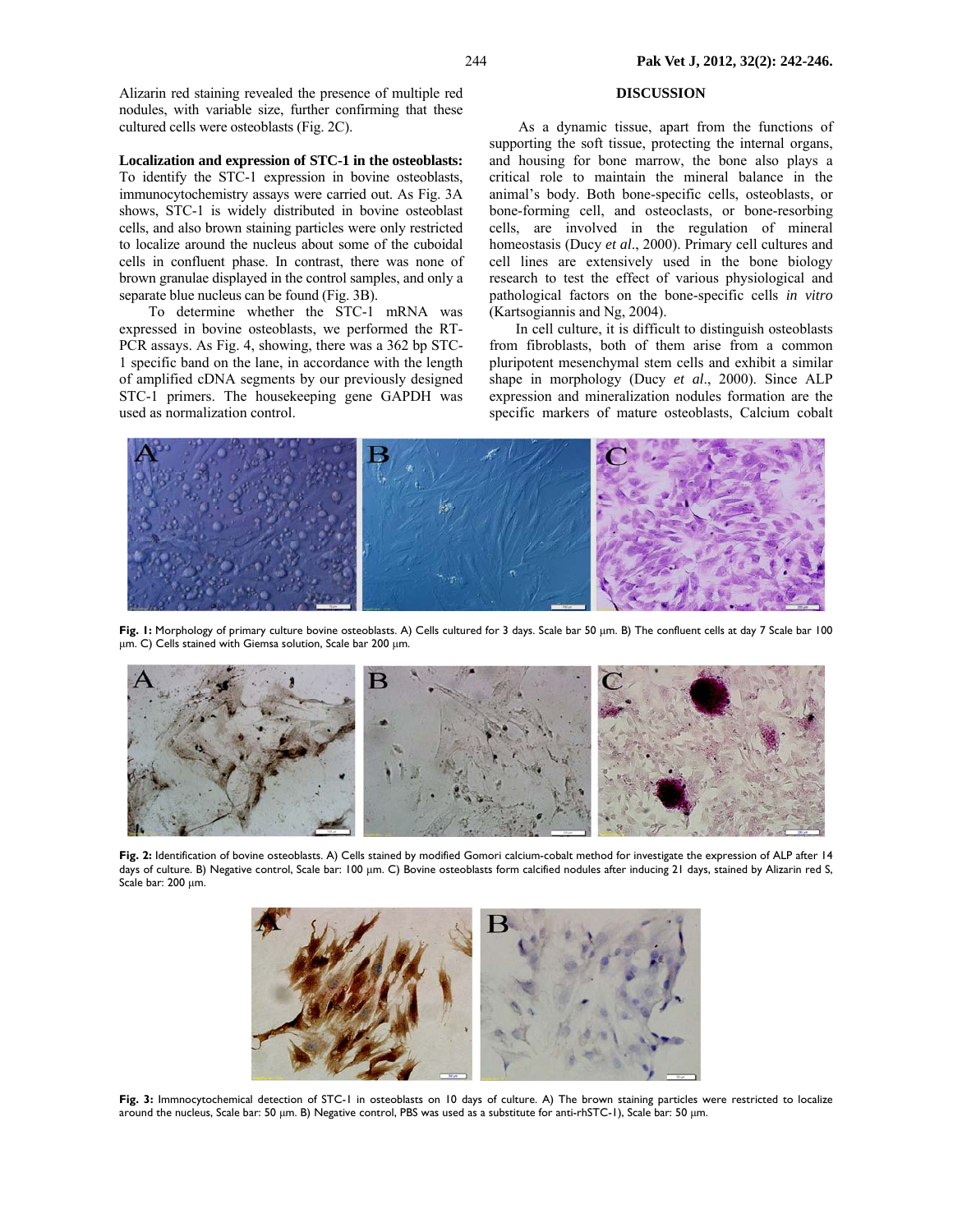Alizarin red staining revealed the presence of multiple red nodules, with variable size, further confirming that these cultured cells were osteoblasts (Fig. 2C).

**Localization and expression of STC-1 in the osteoblasts:** To identify the STC-1 expression in bovine osteoblasts, immunocytochemistry assays were carried out. As Fig. 3A shows, STC-1 is widely distributed in bovine osteoblast cells, and also brown staining particles were only restricted to localize around the nucleus about some of the cuboidal cells in confluent phase. In contrast, there was none of brown granulae displayed in the control samples, and only a separate blue nucleus can be found (Fig. 3B).

To determine whether the STC-1 mRNA was expressed in bovine osteoblasts, we performed the RT-PCR assays. As Fig. 4, showing, there was a 362 bp STC-1 specific band on the lane, in accordance with the length of amplified cDNA segments by our previously designed STC-1 primers. The housekeeping gene GAPDH was used as normalization control.

## DISCUSSION

As a dynamic tissue, apart from the functions of supporting the soft tissue, protecting the internal organs, and housing for bone marrow, the bone also plays a critical role to maintain the mineral balance in the animal's body. Both bone-specific cells, osteoblasts, or bone-forming cell, and osteoclasts, or bone-resorbing cells, are involved in the regulation of mineral homeostasis (Ducy *et al*., 2000). Primary cell cultures and cell lines are extensively used in the bone biology research to test the effect of various physiological and pathological factors on the bone-specific cells *in vitro* (Kartsogiannis and Ng, 2004).

In cell culture, it is difficult to distinguish osteoblasts from fibroblasts, both of them arise from a common pluripotent mesenchymal stem cells and exhibit a similar shape in morphology (Ducy *et al*., 2000). Since ALP expression and mineralization nodules formation are the specific markers of mature osteoblasts, Calcium cobalt

**Fig. 1:** Morphology of primary culture bovine osteoblasts. A) Cells cultured for 3 days. Scale bar 50 μm. B) The confluent cells at day 7 Scale bar 100 μm. C) Cells stained with Giemsa solution, Scale bar 200 μm.

**Fig. 2:** Identification of bovine osteoblasts. A) Cells stained by modified Gomori calcium-cobalt method for investigate the expression of ALP after 14 days of culture. B) Negative control, Scale bar: 100 μm. C) Bovine osteoblasts form calcified nodules after inducing 21 days, stained by Alizarin red S, Scale bar: 200 μm.

**Fig. 3:** Immnocytochemical detection of STC-1 in osteoblasts on 10 days of culture. A) The brown staining particles were restricted to localize around the nucleus, Scale bar: 50 μm. B) Negative control, PBS was used as a substitute for anti-rhSTC-1), Scale bar: 50 μm.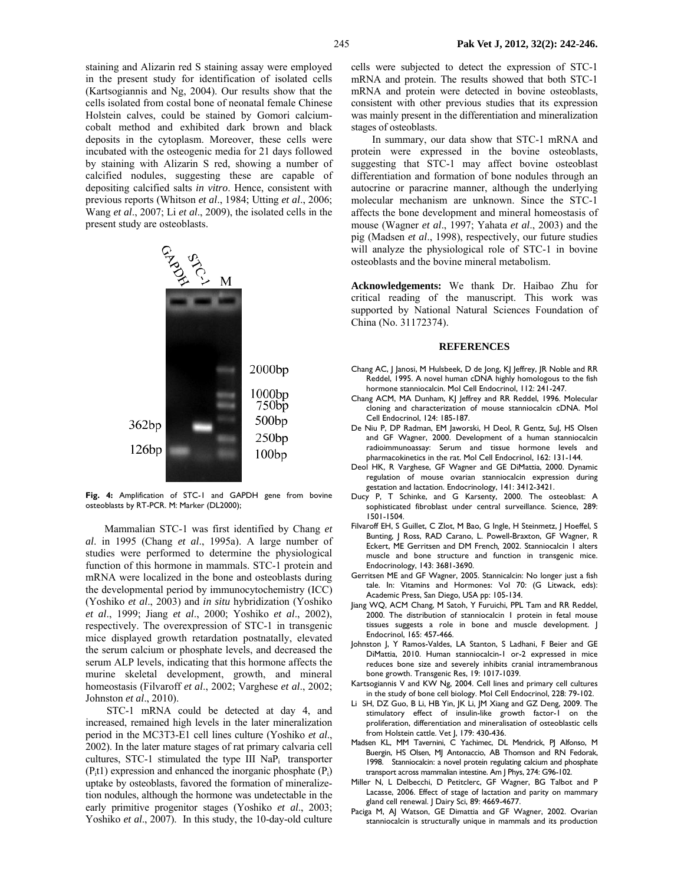staining and Alizarin red S staining assay were employed in the present study for identification of isolated cells (Kartsogiannis and Ng, 2004). Our results show that the cells isolated from costal bone of neonatal female Chinese Holstein calves, could be stained by Gomori calcium-cobalt method and exhibited dark brown and black deposits in the cytoplasm. Moreover, these cells were incubated with the osteogenic media for 21 days followed by staining with Alizarin S red, showing a number of calcified nodules, suggesting these are capable of depositing calcified salts *in vitro*. Hence, consistent with previous reports (Whitson *et al*., 1984; Utting *et al*., 2006; Wang *et al*., 2007; Li *et al*., 2009), the isolated cells in the present study are osteoblasts.

**Fig. 4:** Amplification of STC-1 and GAPDH gene from bovine osteoblasts by RT-PCR. M: Marker (DL2000);

Mammalian STC-1 was first identified by Chang *et al*. in 1995 (Chang *et al*., 1995a). A large number of studies were performed to determine the physiological function of this hormone in mammals. STC-1 protein and mRNA were localized in the bone and osteoblasts during the developmental period by immunocytochemistry (ICC) (Yoshiko *et al*., 2003) and *in situ* hybridization (Yoshiko *et al*., 1999; Jiang *et al*., 2000; Yoshiko *et al*., 2002), respectively. The overexpression of STC-1 in transgenic mice displayed growth retardation postnatally, elevated the serum calcium or phosphate levels, and decreased the serum ALP levels, indicating that this hormone affects the murine skeletal development, growth, and mineral homeostasis (Filvaroff *et al*., 2002; Varghese *et al*., 2002; Johnston *et al*., 2010).

STC-1 mRNA could be detected at day 4, and increased, remained high levels in the later mineralization period in the MC3T3-E1 cell lines culture (Yoshiko *et al*., 2002). In the later mature stages of rat primary calvaria cell cultures, STC-1 stimulated the type III $NaP_i$ transporter ($P_it1$) expression and enhanced the inorganic phosphate ($P_i$) uptake by osteoblasts, favored the formation of mineralization nodules, although the hormone was undetectable in the early primitive progenitor stages (Yoshiko *et al*., 2003; Yoshiko *et al*., 2007). In this study, the 10-day-old culture cells were subjected to detect the expression of STC-1 mRNA and protein. The results showed that both STC-1 mRNA and protein were detected in bovine osteoblasts, consistent with other previous studies that its expression was mainly present in the differentiation and mineralization stages of osteoblasts.

In summary, our data show that STC-1 mRNA and protein were expressed in the bovine osteoblasts, suggesting that STC-1 may affect bovine osteoblast differentiation and formation of bone nodules through an autocrine or paracrine manner, although the underlying molecular mechanism are unknown. Since the STC-1 affects the bone development and mineral homeostasis of mouse (Wagner *et al*., 1997; Yahata *et al*., 2003) and the pig (Madsen *et al*., 1998), respectively, our future studies will analyze the physiological role of STC-1 in bovine osteoblasts and the bovine mineral metabolism.

**Acknowledgements:** We thank Dr. Haibao Zhu for critical reading of the manuscript. This work was supported by National Natural Sciences Foundation of China (No. 31172374).

## REFERENCES

Chang AC, J Janosi, M Hulsbeek, D de Jong, KJ Jeffrey, JR Noble and RR Reddel, 1995. A novel human cDNA highly homologous to the fish hormone stanniocalcin. Mol Cell Endocrinol, 112: 241-247.

Chang ACM, MA Dunham, KJ Jeffrey and RR Reddel, 1996. Molecular cloning and characterization of mouse stanniocalcin cDNA. Mol Cell Endocrinol, 124: 185-187.

De Niu P, DP Radman, EM Jaworski, H Deol, R Gentz, SuJ, HS Olsen and GF Wagner, 2000. Development of a human stanniocalcin radioimmunoassay: Serum and tissue hormone levels and pharmacokinetics in the rat. Mol Cell Endocrinol, 162: 131-144.

Deol HK, R Varghese, GF Wagner and GE DiMattia, 2000. Dynamic regulation of mouse ovarian stanniocalcin expression during gestation and lactation. Endocrinology, 141: 3412-3421.

Ducy P, T Schinke, and G Karsenty, 2000. The osteoblast: A sophisticated fibroblast under central surveillance. Science, 289: 1501-1504.

Filvaroff EH, S Guillet, C Zlot, M Bao, G Ingle, H Steinmetz, J Hoeffel, S Bunting, J Ross, RAD Carano, L. Powell-Braxton, GF Wagner, R Eckert, ME Gerritsen and DM French, 2002. Stanniocalcin 1 alters muscle and bone structure and function in transgenic mice. Endocrinology, 143: 3681-3690.

Gerritsen ME and GF Wagner, 2005. Stannicalcin: No longer just a fish tale. In: Vitamins and Hormones: Vol 70: (G Litwack, eds): Academic Press, San Diego, USA pp: 105-134.

Jiang WQ, ACM Chang, M Satoh, Y Furuichi, PPL Tam and RR Reddel, 2000. The distribution of stanniocalcin 1 protein in fetal mouse tissues suggests a role in bone and muscle development. J Endocrinol, 165: 457-466.

Johnston J, Y Ramos-Valdes, LA Stanton, S Ladhani, F Beier and GE DiMattia, 2010. Human stanniocalcin-1 or-2 expressed in mice reduces bone size and severely inhibits cranial intramembranous bone growth. Transgenic Res, 19: 1017-1039.

Kartsogiannis V and KW Ng, 2004. Cell lines and primary cell cultures in the study of bone cell biology. Mol Cell Endocrinol, 228: 79-102.

Li SH, DZ Guo, B Li, HB Yin, JK Li, JM Xiang and GZ Deng, 2009. The stimulatory effect of insulin-like growth factor-1 on the proliferation, differentiation and mineralisation of osteoblastic cells from Holstein cattle. Vet J, 179: 430-436.

Madsen KL, MM Tavernini, C Yachimec, DL Mendrick, PJ Alfonso, M Buergin, HS Olsen, MJ Antonaccio, AB Thomson and RN Fedorak, 1998. Stanniocalcin: a novel protein regulating calcium and phosphate transport across mammalian intestine. Am J Phys, 274: G96-102.

Miller N, L Delbecchi, D Petitclerc, GF Wagner, BG Talbot and P Lacasse, 2006. Effect of stage of lactation and parity on mammary gland cell renewal. J Dairy Sci, 89: 4669-4677.

Paciga M, AJ Watson, GE Dimattia and GF Wagner, 2002. Ovarian stanniocalcin is structurally unique in mammals and its production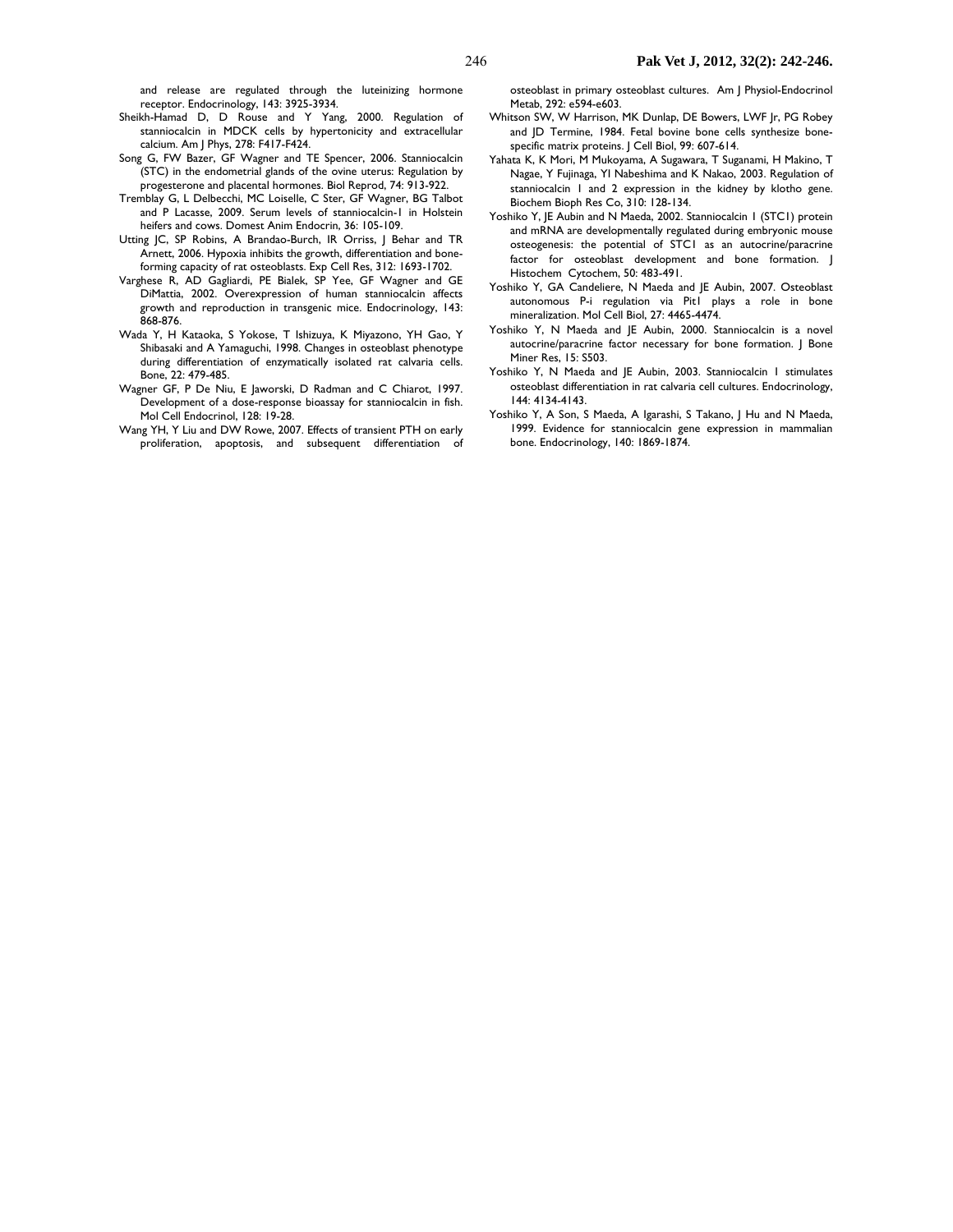and release are regulated through the luteinizing hormone receptor. Endocrinology, 143: 3925-3934.

Sheikh-Hamad D, D Rouse and Y Yang, 2000. Regulation of stanniocalcin in MDCK cells by hypertonicity and extracellular calcium. Am J Phys, 278: F417-F424.

Song G, FW Bazer, GF Wagner and TE Spencer, 2006. Stanniocalcin (STC) in the endometrial glands of the ovine uterus: Regulation by progesterone and placental hormones. Biol Reprod, 74: 913-922.

Tremblay G, L Delbecchi, MC Loiselle, C Ster, GF Wagner, BG Talbot and P Lacasse, 2009. Serum levels of stanniocalcin-1 in Holstein heifers and cows. Domest Anim Endocrin, 36: 105-109.

Utting JC, SP Robins, A Brandao-Burch, IR Orriss, J Behar and TR Arnett, 2006. Hypoxia inhibits the growth, differentiation and bone-forming capacity of rat osteoblasts. Exp Cell Res, 312: 1693-1702.

Varghese R, AD Gagliardi, PE Bialek, SP Yee, GF Wagner and GE DiMattia, 2002. Overexpression of human stanniocalcin affects growth and reproduction in transgenic mice. Endocrinology, 143: 868-876.

Wada Y, H Kataoka, S Yokose, T Ishizuya, K Miyazono, YH Gao, Y Shibasaki and A Yamaguchi, 1998. Changes in osteoblast phenotype during differentiation of enzymatically isolated rat calvaria cells. Bone, 22: 479-485.

Wagner GF, P De Niu, E Jaworski, D Radman and C Chiarot, 1997. Development of a dose-response bioassay for stanniocalcin in fish. Mol Cell Endocrinol, 128: 19-28.

Wang YH, Y Liu and DW Rowe, 2007. Effects of transient PTH on early proliferation, apoptosis, and subsequent differentiation of osteoblast in primary osteoblast cultures. Am J Physiol-Endocrinol Metab, 292: e594-e603.

Whitson SW, W Harrison, MK Dunlap, DE Bowers, LWF Jr, PG Robey and JD Termine, 1984. Fetal bovine bone cells synthesize bone-specific matrix proteins. J Cell Biol, 99: 607-614.

Yahata K, K Mori, M Mukoyama, A Sugawara, T Suganami, H Makino, T Nagae, Y Fujinaga, YI Nabeshima and K Nakao, 2003. Regulation of stanniocalcin 1 and 2 expression in the kidney by klotho gene. Biochem Bioph Res Co, 310: 128-134.

Yoshiko Y, JE Aubin and N Maeda, 2002. Stanniocalcin 1 (STC1) protein and mRNA are developmentally regulated during embryonic mouse osteogenesis: the potential of STC1 as an autocrine/paracrine factor for osteoblast development and bone formation. J Histochem Cytochem, 50: 483-491.

Yoshiko Y, GA Candeliere, N Maeda and JE Aubin, 2007. Osteoblast autonomous P-i regulation via Pit1 plays a role in bone mineralization. Mol Cell Biol, 27: 4465-4474.

Yoshiko Y, N Maeda and JE Aubin, 2000. Stanniocalcin is a novel autocrine/paracrine factor necessary for bone formation. J Bone Miner Res, 15: S503.

Yoshiko Y, N Maeda and JE Aubin, 2003. Stanniocalcin 1 stimulates osteoblast differentiation in rat calvaria cell cultures. Endocrinology, 144: 4134-4143.

Yoshiko Y, A Son, S Maeda, A Igarashi, S Takano, J Hu and N Maeda, 1999. Evidence for stanniocalcin gene expression in mammalian bone. Endocrinology, 140: 1869-1874.